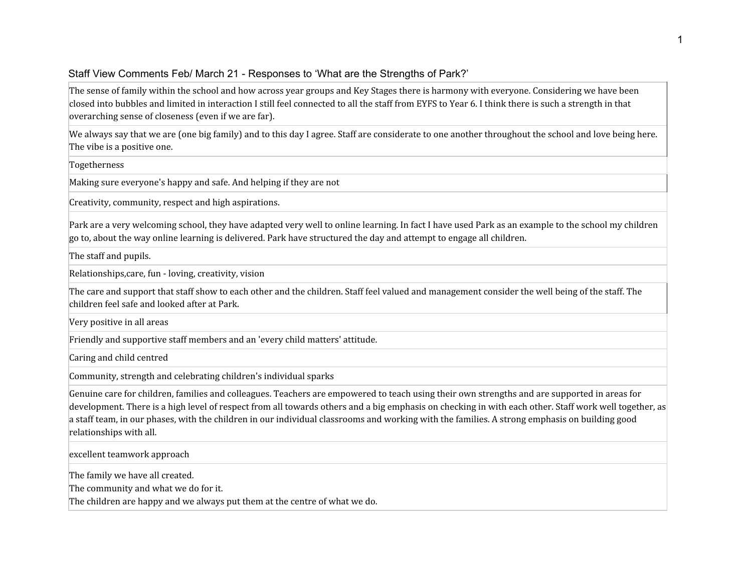Staff View Comments Feb/ March 21 - Responses to 'What are the Strengths of Park?'

| |
|---|
| The sense of family within the school and how across year groups and Key Stages there is harmony with everyone. Considering we have been closed into bubbles and limited in interaction I still feel connected to all the staff from EYFS to Year 6. I think there is such a strength in that overarching sense of closeness (even if we are far). |
| We always say that we are (one big family) and to this day I agree. Staff are considerate to one another throughout the school and love being here. The vibe is a positive one. |
| Togetherness |
| Making sure everyone's happy and safe. And helping if they are not |
| Creativity, community, respect and high aspirations. |
| Park are a very welcoming school, they have adapted very well to online learning. In fact I have used Park as an example to the school my children go to, about the way online learning is delivered. Park have structured the day and attempt to engage all children. |
| The staff and pupils. |
| Relationships,care, fun - loving, creativity, vision |
| The care and support that staff show to each other and the children. Staff feel valued and management consider the well being of the staff. The children feel safe and looked after at Park. |
| Very positive in all areas |
| Friendly and supportive staff members and an 'every child matters' attitude. |
| Caring and child centred |
| Community, strength and celebrating children's individual sparks |
| Genuine care for children, families and colleagues. Teachers are empowered to teach using their own strengths and are supported in areas for development. There is a high level of respect from all towards others and a big emphasis on checking in with each other. Staff work well together, as a staff team, in our phases, with the children in our individual classrooms and working with the families. A strong emphasis on building good relationships with all. |
| excellent teamwork approach |
| The family we have all created.<br>The community and what we do for it.<br>The children are happy and we always put them at the centre of what we do. |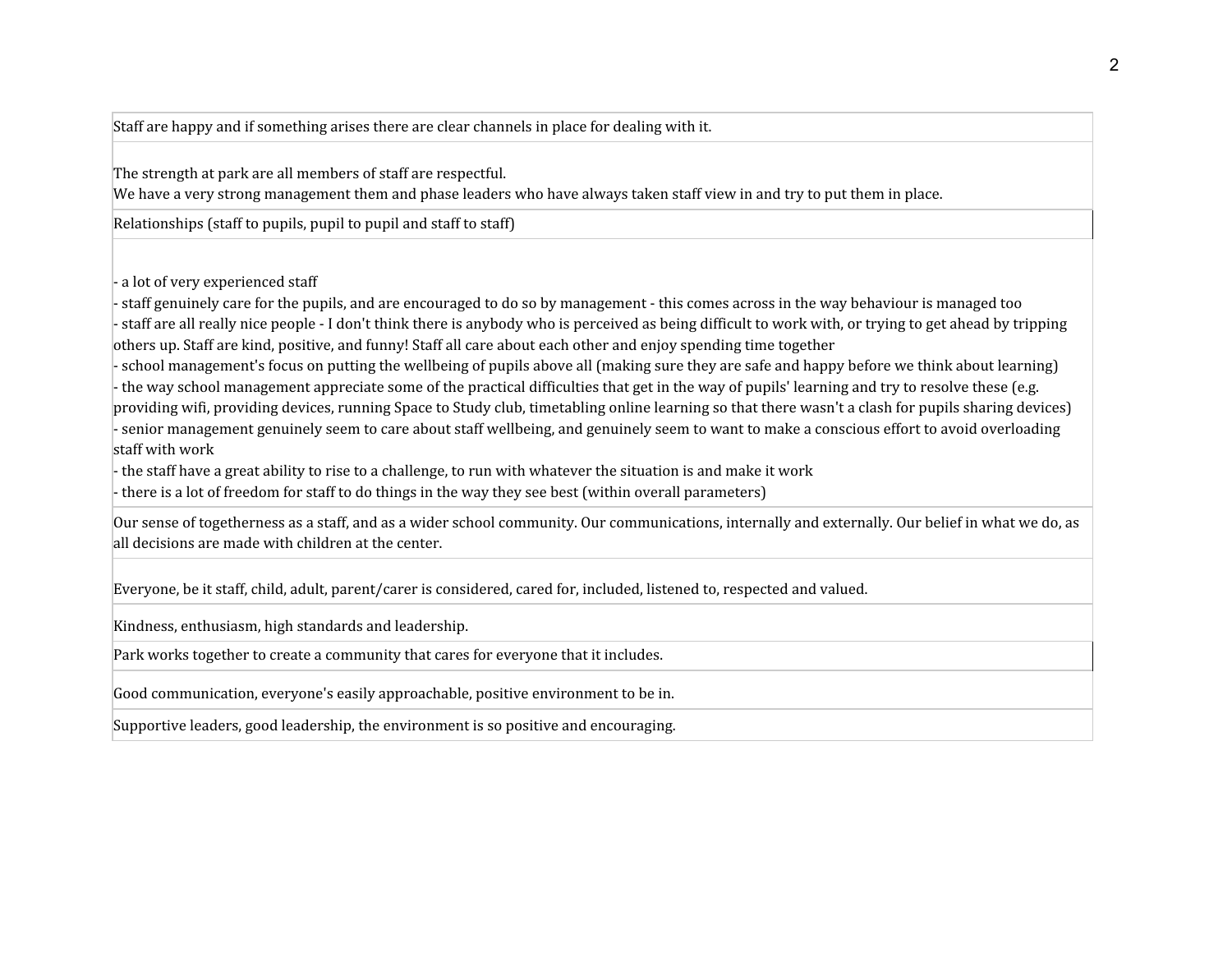| Staff are happy and if something arises there are clear channels in place for dealing with it. |
|---|
| The strength at park are all members of staff are respectful.<br>We have a very strong management them and phase leaders who have always taken staff view in and try to put them in place. |
| Relationships (staff to pupils, pupil to pupil and staff to staff) |
| - a lot of very experienced staff<br>- staff genuinely care for the pupils, and are encouraged to do so by management - this comes across in the way behaviour is managed too<br>- staff are all really nice people - I don't think there is anybody who is perceived as being difficult to work with, or trying to get ahead by tripping others up. Staff are kind, positive, and funny! Staff all care about each other and enjoy spending time together<br>- school management's focus on putting the wellbeing of pupils above all (making sure they are safe and happy before we think about learning)<br>- the way school management appreciate some of the practical difficulties that get in the way of pupils' learning and try to resolve these (e.g. providing wifi, providing devices, running Space to Study club, timetabling online learning so that there wasn't a clash for pupils sharing devices)<br>- senior management genuinely seem to care about staff wellbeing, and genuinely seem to want to make a conscious effort to avoid overloading staff with work<br>- the staff have a great ability to rise to a challenge, to run with whatever the situation is and make it work<br>- there is a lot of freedom for staff to do things in the way they see best (within overall parameters) |
| Our sense of togetherness as a staff, and as a wider school community. Our communications, internally and externally. Our belief in what we do, as all decisions are made with children at the center. |
| Everyone, be it staff, child, adult, parent/carer is considered, cared for, included, listened to, respected and valued. |
| Kindness, enthusiasm, high standards and leadership. |
| Park works together to create a community that cares for everyone that it includes. |
| Good communication, everyone's easily approachable, positive environment to be in. |
| Supportive leaders, good leadership, the environment is so positive and encouraging. |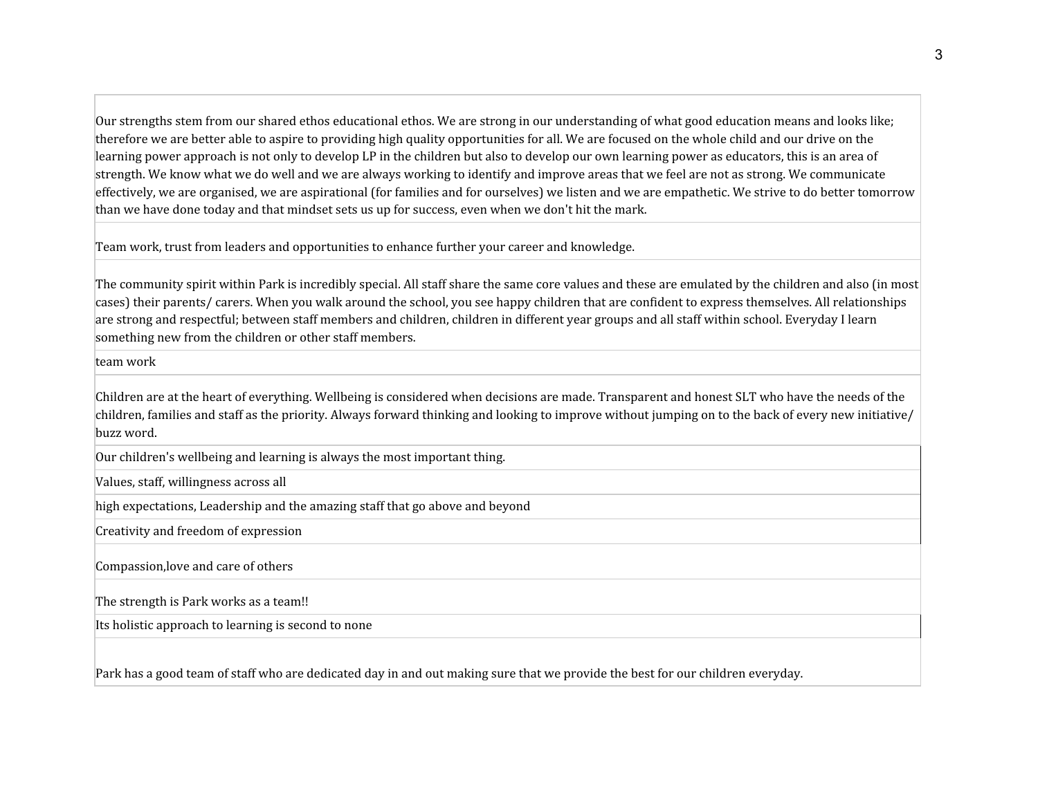| |
|---|
| Our strengths stem from our shared ethos educational ethos. We are strong in our understanding of what good education means and looks like; therefore we are better able to aspire to providing high quality opportunities for all. We are focused on the whole child and our drive on the learning power approach is not only to develop LP in the children but also to develop our own learning power as educators, this is an area of strength. We know what we do well and we are always working to identify and improve areas that we feel are not as strong. We communicate effectively, we are organised, we are aspirational (for families and for ourselves) we listen and we are empathetic. We strive to do better tomorrow than we have done today and that mindset sets us up for success, even when we don't hit the mark. |
| Team work, trust from leaders and opportunities to enhance further your career and knowledge. |
| The community spirit within Park is incredibly special. All staff share the same core values and these are emulated by the children and also (in most cases) their parents/ carers. When you walk around the school, you see happy children that are confident to express themselves. All relationships are strong and respectful; between staff members and children, children in different year groups and all staff within school. Everyday I learn something new from the children or other staff members. |
| team work |
| Children are at the heart of everything. Wellbeing is considered when decisions are made. Transparent and honest SLT who have the needs of the children, families and staff as the priority. Always forward thinking and looking to improve without jumping on to the back of every new initiative/ buzz word. |
| Our children's wellbeing and learning is always the most important thing. |
| Values, staff, willingness across all |
| high expectations, Leadership and the amazing staff that go above and beyond |
| Creativity and freedom of expression |
| Compassion,love and care of others |
| The strength is Park works as a team!! |
| Its holistic approach to learning is second to none |
| Park has a good team of staff who are dedicated day in and out making sure that we provide the best for our children everyday. |